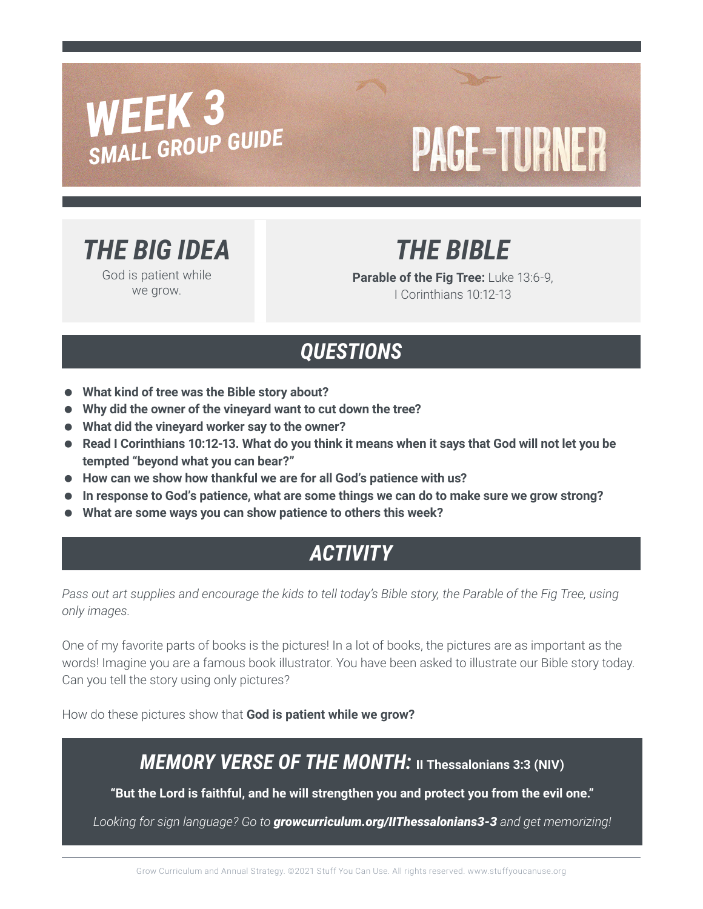# WEEK 3
## SMALL GROUP GUIDE

# PAGE-TURNER

## THE BIG IDEA

God is patient while we grow.

## THE BIBLE

**Parable of the Fig Tree:** Luke 13:6-9, I Corinthians 10:12-13

## QUESTIONS

- **What kind of tree was the Bible story about?**
- **Why did the owner of the vineyard want to cut down the tree?**
- **What did the vineyard worker say to the owner?**
- **Read I Corinthians 10:12-13. What do you think it means when it says that God will not let you be tempted "beyond what you can bear?"**
- **How can we show how thankful we are for all God's patience with us?**
- **In response to God's patience, what are some things we can do to make sure we grow strong?**
- **What are some ways you can show patience to others this week?**

## ACTIVITY

*Pass out art supplies and encourage the kids to tell today's Bible story, the Parable of the Fig Tree, using only images.*

One of my favorite parts of books is the pictures! In a lot of books, the pictures are as important as the words! Imagine you are a famous book illustrator. You have been asked to illustrate our Bible story today. Can you tell the story using only pictures?

How do these pictures show that **God is patient while we grow?**

## MEMORY VERSE OF THE MONTH: II Thessalonians 3:3 (NIV)

**"But the Lord is faithful, and he will strengthen you and protect you from the evil one."**

*Looking for sign language? Go to **growcurriculum.org/IIThessalonians3-3** and get memorizing!*

Grow Curriculum and Annual Strategy. ©2021 Stuff You Can Use. All rights reserved. www.stuffyoucanuse.org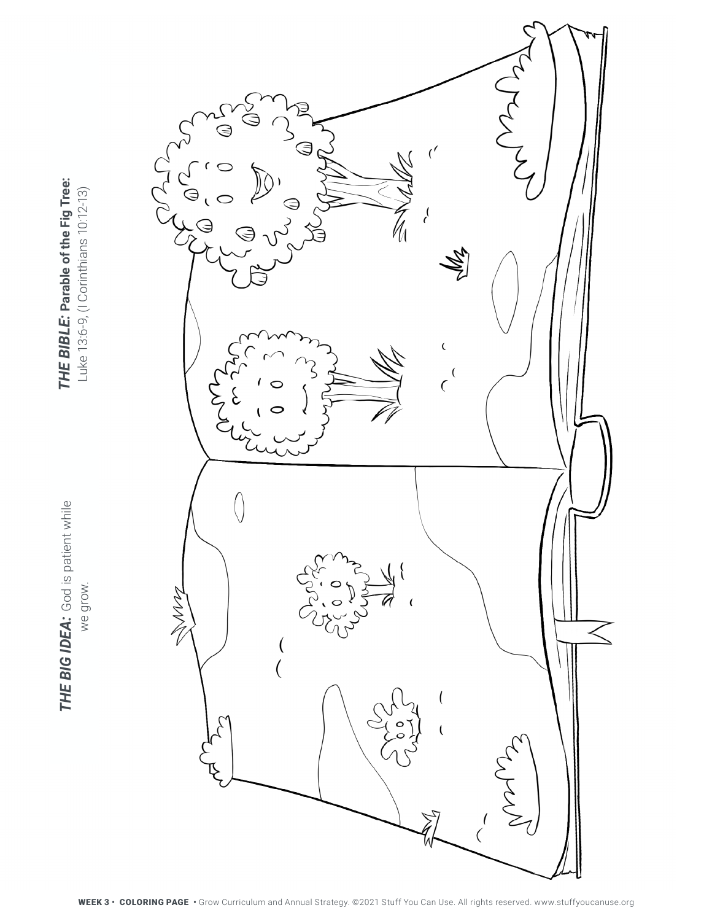***THE BIG IDEA:*** God is patient while we grow.

***THE BIBLE:*** **Parable of the Fig Tree:** Luke 13:6-9, (I Corinthians 10:12-13)

**WEEK 3 • COLORING PAGE** • Grow Curriculum and Annual Strategy. ©2021 Stuff You Can Use. All rights reserved. www.stuffyoucanuse.org